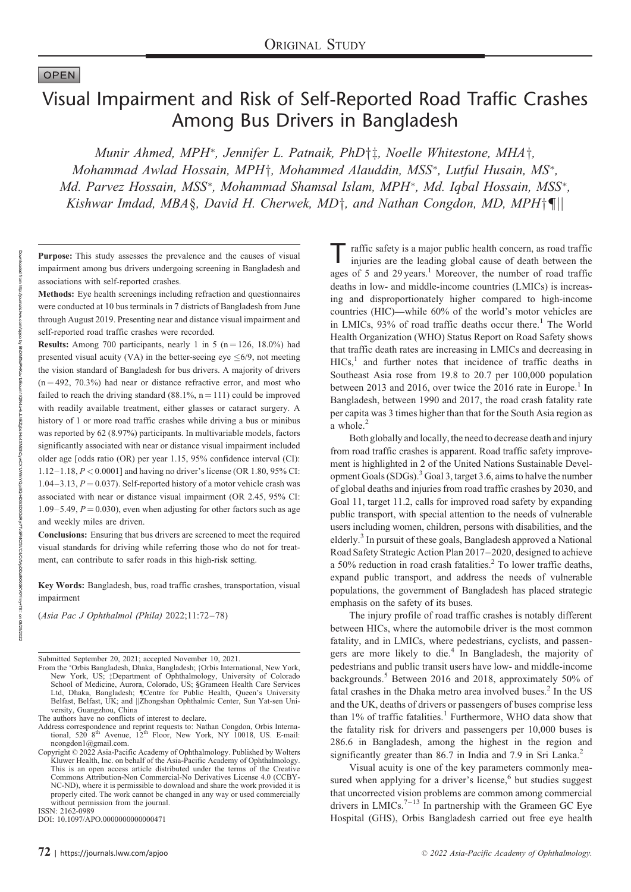OPEN

# Visual Impairment and Risk of Self-Reported Road Traffic Crashes Among Bus Drivers in Bangladesh

*Munir Ahmed, MPH\*, Jennifer L. Patnaik, PhD†‡, Noelle Whitestone, MHA†, Mohammad Awlad Hossain, MPH†, Mohammed Alauddin, MSS\*, Lutful Husain, MS\*, Md. Parvez Hossain, MSS\*, Mohammad Shamsal Islam, MPH\*, Md. Iqbal Hossain, MSS\*, Kishwar Imdad, MBA§, David H. Cherwek, MD†, and Nathan Congdon, MD, MPH†¶||*

**Purpose:** This study assesses the prevalence and the causes of visual impairment among bus drivers undergoing screening in Bangladesh and associations with self-reported crashes.

**Methods:** Eye health screenings including refraction and questionnaires were conducted at 10 bus terminals in 7 districts of Bangladesh from June through August 2019. Presenting near and distance visual impairment and self-reported road traffic crashes were recorded.

**Results:** Among 700 participants, nearly 1 in 5 (n = 126, 18.0%) had presented visual acuity (VA) in the better-seeing eye ≤6/9, not meeting the vision standard of Bangladesh for bus drivers. A majority of drivers (n = 492, 70.3%) had near or distance refractive error, and most who failed to reach the driving standard (88.1%, n = 111) could be improved with readily available treatment, either glasses or cataract surgery. A history of 1 or more road traffic crashes while driving a bus or minibus was reported by 62 (8.97%) participants. In multivariable models, factors significantly associated with near or distance visual impairment included older age [odds ratio (OR) per year 1.15, 95% confidence interval (CI): 1.12–1.18, $P < 0.0001$] and having no driver's license (OR 1.80, 95% CI: 1.04–3.13, $P = 0.037$). Self-reported history of a motor vehicle crash was associated with near or distance visual impairment (OR 2.45, 95% CI: 1.09–5.49, $P = 0.030$), even when adjusting for other factors such as age and weekly miles are driven.

**Conclusions:** Ensuring that bus drivers are screened to meet the required visual standards for driving while referring those who do not for treatment, can contribute to safer roads in this high-risk setting.

**Key Words:** Bangladesh, bus, road traffic crashes, transportation, visual impairment

(*Asia Pac J Ophthalmol (Phila)* 2022;11:72–78)

Submitted September 20, 2021; accepted November 10, 2021.

From the \*Orbis Bangladesh, Dhaka, Bangladesh; †Orbis International, New York, New York, US; ‡Department of Ophthalmology, University of Colorado School of Medicine, Aurora, Colorado, US; §Grameen Health Care Services Ltd, Dhaka, Bangladesh; ¶Centre for Public Health, Queen's University Belfast, Belfast, UK; and ||Zhongshan Ophthalmic Center, Sun Yat-sen University, Guangzhou, China

The authors have no conflicts of interest to declare.

Address correspondence and reprint requests to: Nathan Congdon, Orbis International, 520 8th Avenue, 12th Floor, New York, NY 10018, US. E-mail: ncongdon1@gmail.com.

Copyright © 2022 Asia-Pacific Academy of Ophthalmology. Published by Wolters Kluwer Health, Inc. on behalf of the Asia-Pacific Academy of Ophthalmology. This is an open access article distributed under the terms of the Creative Commons Attribution-Non Commercial-No Derivatives License 4.0 (CCBY-NC-ND), where it is permissible to download and share the work provided it is properly cited. The work cannot be changed in any way or used commercially without permission from the journal.

ISSN: 2162-0989

DOI: 10.1097/APO.0000000000000471

Traffic safety is a major public health concern, as road traffic injuries are the leading global cause of death between the ages of 5 and 29 years.[1] Moreover, the number of road traffic deaths in low- and middle-income countries (LMICs) is increasing and disproportionately higher compared to high-income countries (HIC)—while 60% of the world's motor vehicles are in LMICs, 93% of road traffic deaths occur there.[1] The World Health Organization (WHO) Status Report on Road Safety shows that traffic death rates are increasing in LMICs and decreasing in HICs,[1] and further notes that incidence of traffic deaths in Southeast Asia rose from 19.8 to 20.7 per 100,000 population between 2013 and 2016, over twice the 2016 rate in Europe.[1] In Bangladesh, between 1990 and 2017, the road crash fatality rate per capita was 3 times higher than that for the South Asia region as a whole.[2]

Both globally and locally, the need to decrease death and injury from road traffic crashes is apparent. Road traffic safety improvement is highlighted in 2 of the United Nations Sustainable Development Goals (SDGs).[3] Goal 3, target 3.6, aims to halve the number of global deaths and injuries from road traffic crashes by 2030, and Goal 11, target 11.2, calls for improved road safety by expanding public transport, with special attention to the needs of vulnerable users including women, children, persons with disabilities, and the elderly.[3] In pursuit of these goals, Bangladesh approved a National Road Safety Strategic Action Plan 2017–2020, designed to achieve a 50% reduction in road crash fatalities.[2] To lower traffic deaths, expand public transport, and address the needs of vulnerable populations, the government of Bangladesh has placed strategic emphasis on the safety of its buses.

The injury profile of road traffic crashes is notably different between HICs, where the automobile driver is the most common fatality, and in LMICs, where pedestrians, cyclists, and passengers are more likely to die.[4] In Bangladesh, the majority of pedestrians and public transit users have low- and middle-income backgrounds.[5] Between 2016 and 2018, approximately 50% of fatal crashes in the Dhaka metro area involved buses.[2] In the US and the UK, deaths of drivers or passengers of buses comprise less than 1% of traffic fatalities.[1] Furthermore, WHO data show that the fatality risk for drivers and passengers per 10,000 buses is 286.6 in Bangladesh, among the highest in the region and significantly greater than 86.7 in India and 7.9 in Sri Lanka.[2]

Visual acuity is one of the key parameters commonly measured when applying for a driver's license,[6] but studies suggest that uncorrected vision problems are common among commercial drivers in LMICs.[7–13] In partnership with the Grameen GC Eye Hospital (GHS), Orbis Bangladesh carried out free eye health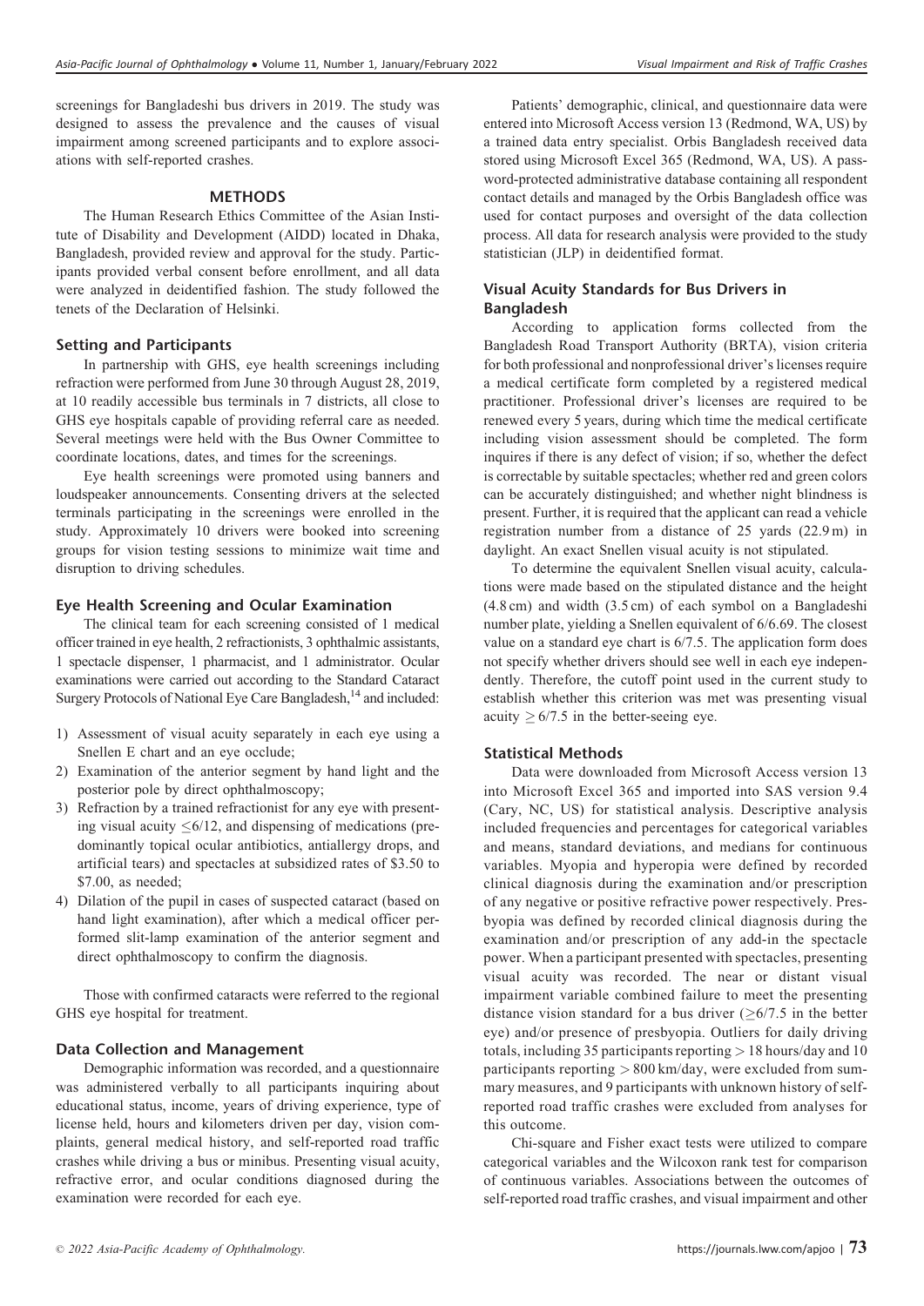screenings for Bangladeshi bus drivers in 2019. The study was designed to assess the prevalence and the causes of visual impairment among screened participants and to explore associations with self-reported crashes.

## METHODS

The Human Research Ethics Committee of the Asian Institute of Disability and Development (AIDD) located in Dhaka, Bangladesh, provided review and approval for the study. Participants provided verbal consent before enrollment, and all data were analyzed in deidentified fashion. The study followed the tenets of the Declaration of Helsinki.

### Setting and Participants

In partnership with GHS, eye health screenings including refraction were performed from June 30 through August 28, 2019, at 10 readily accessible bus terminals in 7 districts, all close to GHS eye hospitals capable of providing referral care as needed. Several meetings were held with the Bus Owner Committee to coordinate locations, dates, and times for the screenings.

Eye health screenings were promoted using banners and loudspeaker announcements. Consenting drivers at the selected terminals participating in the screenings were enrolled in the study. Approximately 10 drivers were booked into screening groups for vision testing sessions to minimize wait time and disruption to driving schedules.

### Eye Health Screening and Ocular Examination

The clinical team for each screening consisted of 1 medical officer trained in eye health, 2 refractionists, 3 ophthalmic assistants, 1 spectacle dispenser, 1 pharmacist, and 1 administrator. Ocular examinations were carried out according to the Standard Cataract Surgery Protocols of National Eye Care Bangladesh,[14] and included:

1) Assessment of visual acuity separately in each eye using a Snellen E chart and an eye occlude;
2) Examination of the anterior segment by hand light and the posterior pole by direct ophthalmoscopy;
3) Refraction by a trained refractionist for any eye with presenting visual acuity $\leq$6/12, and dispensing of medications (predominantly topical ocular antibiotics, antiallergy drops, and artificial tears) and spectacles at subsidized rates of \$3.50 to \$7.00, as needed;
4) Dilation of the pupil in cases of suspected cataract (based on hand light examination), after which a medical officer performed slit-lamp examination of the anterior segment and direct ophthalmoscopy to confirm the diagnosis.

Those with confirmed cataracts were referred to the regional GHS eye hospital for treatment.

### Data Collection and Management

Demographic information was recorded, and a questionnaire was administered verbally to all participants inquiring about educational status, income, years of driving experience, type of license held, hours and kilometers driven per day, vision complaints, general medical history, and self-reported road traffic crashes while driving a bus or minibus. Presenting visual acuity, refractive error, and ocular conditions diagnosed during the examination were recorded for each eye.

Patients' demographic, clinical, and questionnaire data were entered into Microsoft Access version 13 (Redmond, WA, US) by a trained data entry specialist. Orbis Bangladesh received data stored using Microsoft Excel 365 (Redmond, WA, US). A password-protected administrative database containing all respondent contact details and managed by the Orbis Bangladesh office was used for contact purposes and oversight of the data collection process. All data for research analysis were provided to the study statistician (JLP) in deidentified format.

### Visual Acuity Standards for Bus Drivers in Bangladesh

According to application forms collected from the Bangladesh Road Transport Authority (BRTA), vision criteria for both professional and nonprofessional driver's licenses require a medical certificate form completed by a registered medical practitioner. Professional driver's licenses are required to be renewed every 5 years, during which time the medical certificate including vision assessment should be completed. The form inquires if there is any defect of vision; if so, whether the defect is correctable by suitable spectacles; whether red and green colors can be accurately distinguished; and whether night blindness is present. Further, it is required that the applicant can read a vehicle registration number from a distance of 25 yards (22.9 m) in daylight. An exact Snellen visual acuity is not stipulated.

To determine the equivalent Snellen visual acuity, calculations were made based on the stipulated distance and the height (4.8 cm) and width (3.5 cm) of each symbol on a Bangladeshi number plate, yielding a Snellen equivalent of 6/6.69. The closest value on a standard eye chart is 6/7.5. The application form does not specify whether drivers should see well in each eye independently. Therefore, the cutoff point used in the current study to establish whether this criterion was met was presenting visual acuity $\geq$6/7.5 in the better-seeing eye.

### Statistical Methods

Data were downloaded from Microsoft Access version 13 into Microsoft Excel 365 and imported into SAS version 9.4 (Cary, NC, US) for statistical analysis. Descriptive analysis included frequencies and percentages for categorical variables and means, standard deviations, and medians for continuous variables. Myopia and hyperopia were defined by recorded clinical diagnosis during the examination and/or prescription of any negative or positive refractive power respectively. Presbyopia was defined by recorded clinical diagnosis during the examination and/or prescription of any add-in the spectacle power. When a participant presented with spectacles, presenting visual acuity was recorded. The near or distant visual impairment variable combined failure to meet the presenting distance vision standard for a bus driver ($\geq$6/7.5 in the better eye) and/or presence of presbyopia. Outliers for daily driving totals, including 35 participants reporting $>$18 hours/day and 10 participants reporting $>$800 km/day, were excluded from summary measures, and 9 participants with unknown history of self-reported road traffic crashes were excluded from analyses for this outcome.

Chi-square and Fisher exact tests were utilized to compare categorical variables and the Wilcoxon rank test for comparison of continuous variables. Associations between the outcomes of self-reported road traffic crashes, and visual impairment and other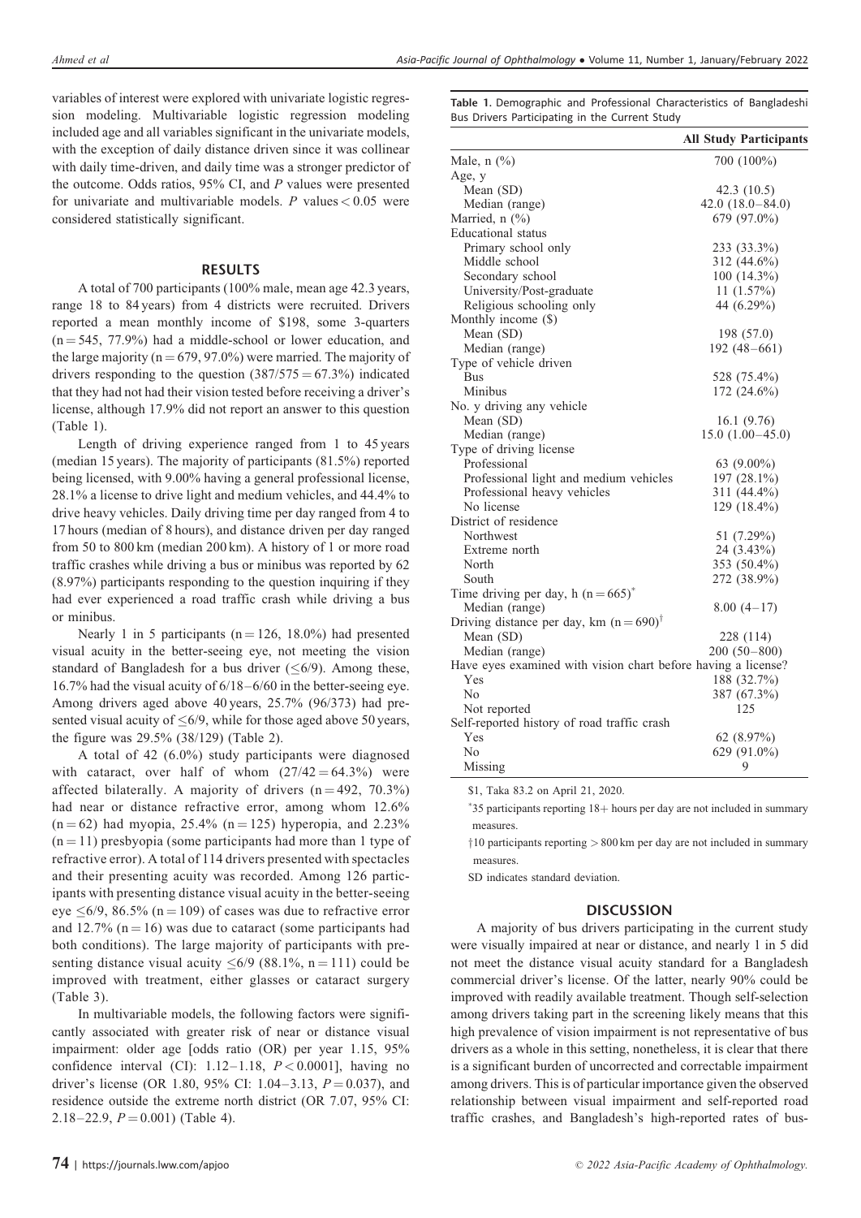variables of interest were explored with univariate logistic regression modeling. Multivariable logistic regression modeling included age and all variables significant in the univariate models, with the exception of daily distance driven since it was collinear with daily time-driven, and daily time was a stronger predictor of the outcome. Odds ratios, 95% CI, and $P$ values were presented for univariate and multivariable models. $P$ values $< 0.05$ were considered statistically significant.

## RESULTS

A total of 700 participants (100% male, mean age 42.3 years, range 18 to 84 years) from 4 districts were recruited. Drivers reported a mean monthly income of \$198, some 3-quarters ($n = 545$, 77.9%) had a middle-school or lower education, and the large majority ($n = 679$, 97.0%) were married. The majority of drivers responding to the question ($387/575 = 67.3\%$) indicated that they had not had their vision tested before receiving a driver's license, although 17.9% did not report an answer to this question (Table 1).

Length of driving experience ranged from 1 to 45 years (median 15 years). The majority of participants (81.5%) reported being licensed, with 9.00% having a general professional license, 28.1% a license to drive light and medium vehicles, and 44.4% to drive heavy vehicles. Daily driving time per day ranged from 4 to 17 hours (median of 8 hours), and distance driven per day ranged from 50 to 800 km (median 200 km). A history of 1 or more road traffic crashes while driving a bus or minibus was reported by 62 (8.97%) participants responding to the question inquiring if they had ever experienced a road traffic crash while driving a bus or minibus.

Nearly 1 in 5 participants ($n = 126$, 18.0%) had presented visual acuity in the better-seeing eye, not meeting the vision standard of Bangladesh for a bus driver ($\leq$6/9). Among these, 16.7% had the visual acuity of 6/18–6/60 in the better-seeing eye. Among drivers aged above 40 years, 25.7% (96/373) had presented visual acuity of $\leq$6/9, while for those aged above 50 years, the figure was 29.5% (38/129) (Table 2).

A total of 42 (6.0%) study participants were diagnosed with cataract, over half of whom ($27/42 = 64.3\%$) were affected bilaterally. A majority of drivers ($n = 492$, 70.3%) had near or distance refractive error, among whom 12.6% ($n = 62$) had myopia, 25.4% ($n = 125$) hyperopia, and 2.23% ($n = 11$) presbyopia (some participants had more than 1 type of refractive error). A total of 114 drivers presented with spectacles and their presenting acuity was recorded. Among 126 participants with presenting distance visual acuity in the better-seeing eye $\leq$6/9, 86.5% ($n = 109$) of cases was due to refractive error and 12.7% ($n = 16$) was due to cataract (some participants had both conditions). The large majority of participants with presenting distance visual acuity $\leq$6/9 (88.1%, $n = 111$) could be improved with treatment, either glasses or cataract surgery (Table 3).

In multivariable models, the following factors were significantly associated with greater risk of near or distance visual impairment: older age [odds ratio (OR) per year 1.15, 95% confidence interval (CI): 1.12–1.18, $P < 0.0001$], having no driver's license (OR 1.80, 95% CI: 1.04–3.13, $P = 0.037$), and residence outside the extreme north district (OR 7.07, 95% CI: 2.18–22.9, $P = 0.001$) (Table 4).

**Table 1.** Demographic and Professional Characteristics of Bangladeshi Bus Drivers Participating in the Current Study

| | All Study Participants |
|---|---|
| Male, n (%) | 700 (100%) |
| Age, y | |
| Mean (SD) | 42.3 (10.5) |
| Median (range) | 42.0 (18.0–84.0) |
| Married, n (%) | 679 (97.0%) |
| Educational status | |
| Primary school only | 233 (33.3%) |
| Middle school | 312 (44.6%) |
| Secondary school | 100 (14.3%) |
| University/Post-graduate | 11 (1.57%) |
| Religious schooling only | 44 (6.29%) |
| Monthly income (\$) | |
| Mean (SD) | 198 (57.0) |
| Median (range) | 192 (48–661) |
| Type of vehicle driven | |
| Bus | 528 (75.4%) |
| Minibus | 172 (24.6%) |
| No. y driving any vehicle | |
| Mean (SD) | 16.1 (9.76) |
| Median (range) | 15.0 (1.00–45.0) |
| Type of driving license | |
| Professional | 63 (9.00%) |
| Professional light and medium vehicles | 197 (28.1%) |
| Professional heavy vehicles | 311 (44.4%) |
| No license | 129 (18.4%) |
| District of residence | |
| Northwest | 51 (7.29%) |
| Extreme north | 24 (3.43%) |
| North | 353 (50.4%) |
| South | 272 (38.9%) |
| Time driving per day, h (n = 665)* | |
| Median (range) | 8.00 (4–17) |
| Driving distance per day, km (n = 690)† | |
| Mean (SD) | 228 (114) |
| Median (range) | 200 (50–800) |
| Have eyes examined with vision chart before having a license? | |
| Yes | 188 (32.7%) |
| No | 387 (67.3%) |
| Not reported | 125 |
| Self-reported history of road traffic crash | |
| Yes | 62 (8.97%) |
| No | 629 (91.0%) |
| Missing | 9 |

\$1, Taka 83.2 on April 21, 2020.

*35 participants reporting 18+ hours per day are not included in summary measures.

†10 participants reporting > 800 km per day are not included in summary measures.

SD indicates standard deviation.

## DISCUSSION

A majority of bus drivers participating in the current study were visually impaired at near or distance, and nearly 1 in 5 did not meet the distance visual acuity standard for a Bangladesh commercial driver's license. Of the latter, nearly 90% could be improved with readily available treatment. Though self-selection among drivers taking part in the screening likely means that this high prevalence of vision impairment is not representative of bus drivers as a whole in this setting, nonetheless, it is clear that there is a significant burden of uncorrected and correctable impairment among drivers. This is of particular importance given the observed relationship between visual impairment and self-reported road traffic crashes, and Bangladesh's high-reported rates of bus-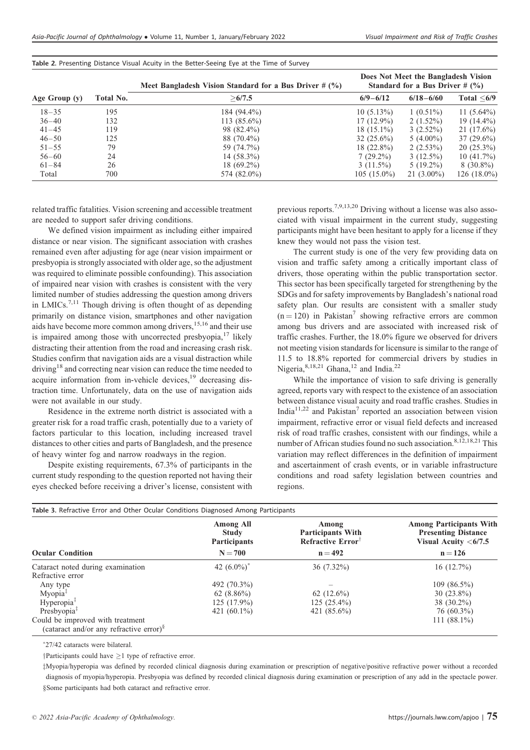**Table 2.** Presenting Distance Visual Acuity in the Better-Seeing Eye at the Time of Survey

| Age Group (y) | Total No. | Meet Bangladesh Vision Standard for a Bus Driver # (%) | Does Not Meet the Bangladesh Vision Standard for a Bus Driver # (%) | | |
|---|---|---|---|---|---|
| | | ≥6/7.5 | 6/9–6/12 | 6/18–6/60 | Total ≤6/9 |
| 18–35 | 195 | 184 (94.4%) | 10 (5.13%) | 1 (0.51%) | 11 (5.64%) |
| 36–40 | 132 | 113 (85.6%) | 17 (12.9%) | 2 (1.52%) | 19 (14.4%) |
| 41–45 | 119 | 98 (82.4%) | 18 (15.1%) | 3 (2.52%) | 21 (17.6%) |
| 46–50 | 125 | 88 (70.4%) | 32 (25.6%) | 5 (4.00%) | 37 (29.6%) |
| 51–55 | 79 | 59 (74.7%) | 18 (22.8%) | 2 (2.53%) | 20 (25.3%) |
| 56–60 | 24 | 14 (58.3%) | 7 (29.2%) | 3 (12.5%) | 10 (41.7%) |
| 61–84 | 26 | 18 (69.2%) | 3 (11.5%) | 5 (19.2%) | 8 (30.8%) |
| Total | 700 | 574 (82.0%) | 105 (15.0%) | 21 (3.00%) | 126 (18.0%) |

related traffic fatalities. Vision screening and accessible treatment are needed to support safer driving conditions.

We defined vision impairment as including either impaired distance or near vision. The significant association with crashes remained even after adjusting for age (near vision impairment or presbyopia is strongly associated with older age, so the adjustment was required to eliminate possible confounding). This association of impaired near vision with crashes is consistent with the very limited number of studies addressing the question among drivers in LMICs.[7,11] Though driving is often thought of as depending primarily on distance vision, smartphones and other navigation aids have become more common among drivers,[15,16] and their use is impaired among those with uncorrected presbyopia,[17] likely distracting their attention from the road and increasing crash risk. Studies confirm that navigation aids are a visual distraction while driving[18] and correcting near vision can reduce the time needed to acquire information from in-vehicle devices,[19] decreasing distraction time. Unfortunately, data on the use of navigation aids were not available in our study.

Residence in the extreme north district is associated with a greater risk for a road traffic crash, potentially due to a variety of factors particular to this location, including increased travel distances to other cities and parts of Bangladesh, and the presence of heavy winter fog and narrow roadways in the region.

Despite existing requirements, 67.3% of participants in the current study responding to the question reported not having their eyes checked before receiving a driver's license, consistent with previous reports.[7,9,13,20] Driving without a license was also associated with visual impairment in the current study, suggesting participants might have been hesitant to apply for a license if they knew they would not pass the vision test.

The current study is one of the very few providing data on vision and traffic safety among a critically important class of drivers, those operating within the public transportation sector. This sector has been specifically targeted for strengthening by the SDGs and for safety improvements by Bangladesh's national road safety plan. Our results are consistent with a smaller study ($n = 120$) in Pakistan[7] showing refractive errors are common among bus drivers and are associated with increased risk of traffic crashes. Further, the 18.0% figure we observed for drivers not meeting vision standards for licensure is similar to the range of 11.5 to 18.8% reported for commercial drivers by studies in Nigeria,[8,18,21] Ghana,[12] and India.[22]

While the importance of vision to safe driving is generally agreed, reports vary with respect to the existence of an association between distance visual acuity and road traffic crashes. Studies in India[11,22] and Pakistan[7] reported an association between vision impairment, refractive error or visual field defects and increased risk of road traffic crashes, consistent with our findings, while a number of African studies found no such association.[8,12,18,21] This variation may reflect differences in the definition of impairment and ascertainment of crash events, or in variable infrastructure conditions and road safety legislation between countries and regions.

**Table 3.** Refractive Error and Other Ocular Conditions Diagnosed Among Participants

| Ocular Condition | Among All Study Participants N = 700 | Among Participants With Refractive Error[†] n = 492 | Among Participants With Presenting Distance Visual Acuity <6/7.5 n = 126 |
|---|---|---|---|
| Cataract noted during examination | 42 (6.0%)[*] | 36 (7.32%) | 16 (12.7%) |
| Refractive error | | | |
| Any type | 492 (70.3%) | – | 109 (86.5%) |
| Myopia[‡] | 62 (8.86%) | 62 (12.6%) | 30 (23.8%) |
| Hyperopia[‡] | 125 (17.9%) | 125 (25.4%) | 38 (30.2%) |
| Presbyopia[‡] | 421 (60.1%) | 421 (85.6%) | 76 (60.3%) |
| Could be improved with treatment (cataract and/or any refractive error)[§] | | | 111 (88.1%) |

[*]27/42 cataracts were bilateral.

†Participants could have ≥1 type of refractive error.

‡Myopia/hyperopia was defined by recorded clinical diagnosis during examination or prescription of negative/positive refractive power without a recorded diagnosis of myopia/hyperopia. Presbyopia was defined by recorded clinical diagnosis during examination or prescription of any add in the spectacle power.

§Some participants had both cataract and refractive error.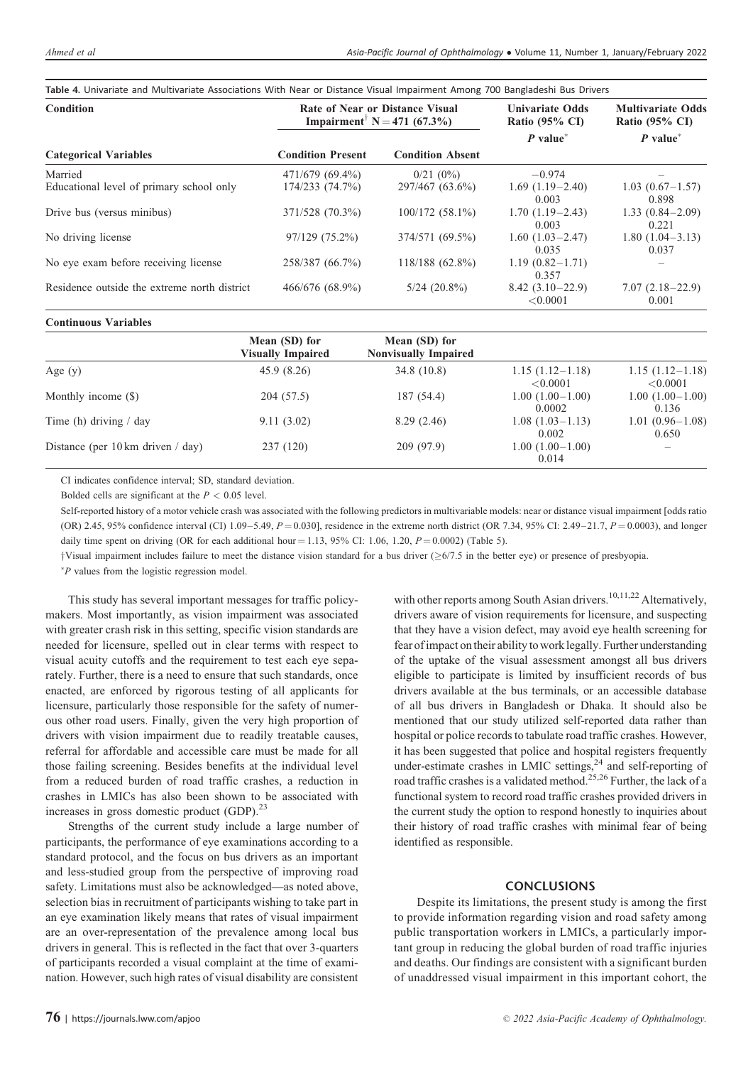**Table 4.** Univariate and Multivariate Associations With Near or Distance Visual Impairment Among 700 Bangladeshi Bus Drivers

| Condition | Rate of Near or Distance Visual Impairment[†] N = 471 (67.3%) | | Univariate Odds Ratio (95% CI) | Multivariate Odds Ratio (95% CI) |
|---|---|---|---|---|
| **Categorical Variables** | **Condition Present** | **Condition Absent** | *P* value[*] | *P* value[*] |
| Married | 471/679 (69.4%) | 0/21 (0%) | −0.974 | – |
| Educational level of primary school only | 174/233 (74.7%) | 297/467 (63.6%) | 1.69 (1.19–2.40) 0.003 | 1.03 (0.67–1.57) 0.898 |
| Drive bus (versus minibus) | 371/528 (70.3%) | 100/172 (58.1%) | 1.70 (1.19–2.43) 0.003 | 1.33 (0.84–2.09) 0.221 |
| No driving license | 97/129 (75.2%) | 374/571 (69.5%) | 1.60 (1.03–2.47) 0.035 | 1.80 (1.04–3.13) 0.037 |
| No eye exam before receiving license | 258/387 (66.7%) | 118/188 (62.8%) | 1.19 (0.82–1.71) 0.357 | – |
| Residence outside the extreme north district | 466/676 (68.9%) | 5/24 (20.8%) | 8.42 (3.10–22.9) <0.0001 | 7.07 (2.18–22.9) 0.001 |
| **Continuous Variables** | | | | |
| | **Mean (SD) for Visually Impaired** | **Mean (SD) for Nonvisually Impaired** | | |
| Age (y) | 45.9 (8.26) | 34.8 (10.8) | 1.15 (1.12–1.18) <0.0001 | 1.15 (1.12–1.18) <0.0001 |
| Monthly income ($) | 204 (57.5) | 187 (54.4) | 1.00 (1.00–1.00) 0.0002 | 1.00 (1.00–1.00) 0.136 |
| Time (h) driving / day | 9.11 (3.02) | 8.29 (2.46) | 1.08 (1.03–1.13) 0.002 | 1.01 (0.96–1.08) 0.650 |
| Distance (per 10 km driven / day) | 237 (120) | 209 (97.9) | 1.00 (1.00–1.00) 0.014 | – |

CI indicates confidence interval; SD, standard deviation.

Bolded cells are significant at the $P < 0.05$ level.

Self-reported history of a motor vehicle crash was associated with the following predictors in multivariable models: near or distance visual impairment [odds ratio (OR) 2.45, 95% confidence interval (CI) 1.09–5.49, $P = 0.030$], residence in the extreme north district (OR 7.34, 95% CI: 2.49–21.7, $P = 0.0003$), and longer daily time spent on driving (OR for each additional hour = 1.13, 95% CI: 1.06, 1.20, $P = 0.0002$) (Table 5).

†Visual impairment includes failure to meet the distance vision standard for a bus driver (≥6/7.5 in the better eye) or presence of presbyopia.

*P values from the logistic regression model.

This study has several important messages for traffic policymakers. Most importantly, as vision impairment was associated with greater crash risk in this setting, specific vision standards are needed for licensure, spelled out in clear terms with respect to visual acuity cutoffs and the requirement to test each eye separately. Further, there is a need to ensure that such standards, once enacted, are enforced by rigorous testing of all applicants for licensure, particularly those responsible for the safety of numerous other road users. Finally, given the very high proportion of drivers with vision impairment due to readily treatable causes, referral for affordable and accessible care must be made for all those failing screening. Besides benefits at the individual level from a reduced burden of road traffic crashes, a reduction in crashes in LMICs has also been shown to be associated with increases in gross domestic product (GDP).[23]

Strengths of the current study include a large number of participants, the performance of eye examinations according to a standard protocol, and the focus on bus drivers as an important and less-studied group from the perspective of improving road safety. Limitations must also be acknowledged—as noted above, selection bias in recruitment of participants wishing to take part in an eye examination likely means that rates of visual impairment are an over-representation of the prevalence among local bus drivers in general. This is reflected in the fact that over 3-quarters of participants recorded a visual complaint at the time of examination. However, such high rates of visual disability are consistent with other reports among South Asian drivers.[10,11,22] Alternatively, drivers aware of vision requirements for licensure, and suspecting that they have a vision defect, may avoid eye health screening for fear of impact on their ability to work legally. Further understanding of the uptake of the visual assessment amongst all bus drivers eligible to participate is limited by insufficient records of bus drivers available at the bus terminals, or an accessible database of all bus drivers in Bangladesh or Dhaka. It should also be mentioned that our study utilized self-reported data rather than hospital or police records to tabulate road traffic crashes. However, it has been suggested that police and hospital registers frequently under-estimate crashes in LMIC settings,[24] and self-reporting of road traffic crashes is a validated method.[25,26] Further, the lack of a functional system to record road traffic crashes provided drivers in the current study the option to respond honestly to inquiries about their history of road traffic crashes with minimal fear of being identified as responsible.

## CONCLUSIONS

Despite its limitations, the present study is among the first to provide information regarding vision and road safety among public transportation workers in LMICs, a particularly important group in reducing the global burden of road traffic injuries and deaths. Our findings are consistent with a significant burden of unaddressed visual impairment in this important cohort, the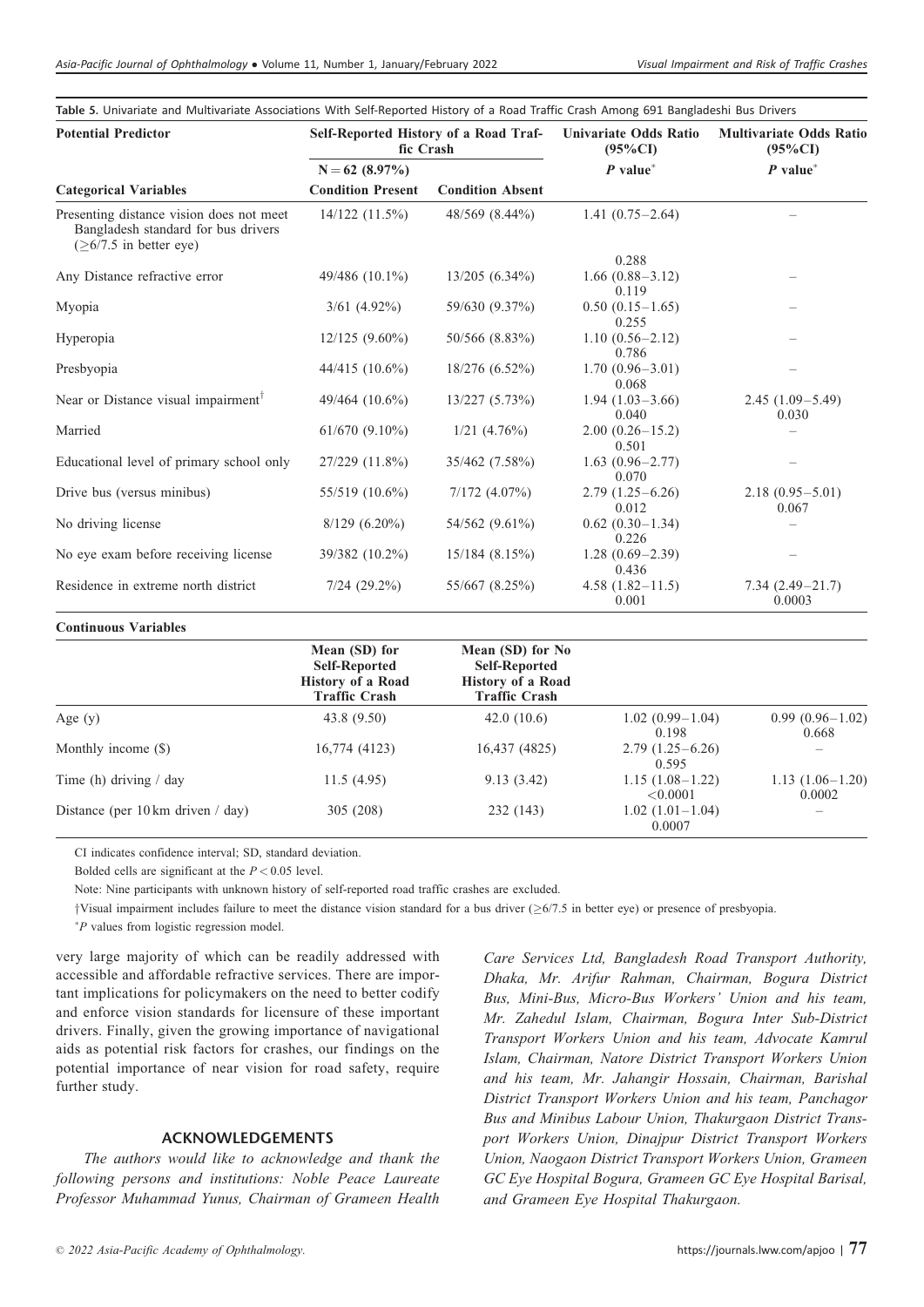**Table 5.** Univariate and Multivariate Associations With Self-Reported History of a Road Traffic Crash Among 691 Bangladeshi Bus Drivers

| Potential Predictor | Self-Reported History of a Road Traffic Crash | | Univariate Odds Ratio (95%CI) | Multivariate Odds Ratio (95%CI) |
|---|---|---|---|---|
| | N = 62 (8.97%) | | *P* value* | *P* value* |
| **Categorical Variables** | **Condition Present** | **Condition Absent** | | |
| Presenting distance vision does not meet Bangladesh standard for bus drivers (≥6/7.5 in better eye) | 14/122 (11.5%) | 48/569 (8.44%) | 1.41 (0.75–2.64) 0.288 | – |
| Any Distance refractive error | 49/486 (10.1%) | 13/205 (6.34%) | 1.66 (0.88–3.12) 0.119 | – |
| Myopia | 3/61 (4.92%) | 59/630 (9.37%) | 0.50 (0.15–1.65) 0.255 | – |
| Hyperopia | 12/125 (9.60%) | 50/566 (8.83%) | 1.10 (0.56–2.12) 0.786 | – |
| Presbyopia | 44/415 (10.6%) | 18/276 (6.52%) | 1.70 (0.96–3.01) 0.068 | – |
| Near or Distance visual impairment† | 49/464 (10.6%) | 13/227 (5.73%) | 1.94 (1.03–3.66) 0.040 | 2.45 (1.09–5.49) 0.030 |
| Married | 61/670 (9.10%) | 1/21 (4.76%) | 2.00 (0.26–15.2) 0.501 | – |
| Educational level of primary school only | 27/229 (11.8%) | 35/462 (7.58%) | 1.63 (0.96–2.77) 0.070 | – |
| Drive bus (versus minibus) | 55/519 (10.6%) | 7/172 (4.07%) | 2.79 (1.25–6.26) 0.012 | 2.18 (0.95–5.01) 0.067 |
| No driving license | 8/129 (6.20%) | 54/562 (9.61%) | 0.62 (0.30–1.34) 0.226 | – |
| No eye exam before receiving license | 39/382 (10.2%) | 15/184 (8.15%) | 1.28 (0.69–2.39) 0.436 | – |
| Residence in extreme north district | 7/24 (29.2%) | 55/667 (8.25%) | 4.58 (1.82–11.5) 0.001 | 7.34 (2.49–21.7) 0.0003 |
| **Continuous Variables** | **Mean (SD) for Self-Reported History of a Road Traffic Crash** | **Mean (SD) for No Self-Reported History of a Road Traffic Crash** | | |
| Age (y) | 43.8 (9.50) | 42.0 (10.6) | 1.02 (0.99–1.04) 0.198 | 0.99 (0.96–1.02) 0.668 |
| Monthly income ($) | 16,774 (4123) | 16,437 (4825) | 2.79 (1.25–6.26) 0.595 | – |
| Time (h) driving / day | 11.5 (4.95) | 9.13 (3.42) | 1.15 (1.08–1.22) <0.0001 | 1.13 (1.06–1.20) 0.0002 |
| Distance (per 10 km driven / day) | 305 (208) | 232 (143) | 1.02 (1.01–1.04) 0.0007 | – |

CI indicates confidence interval; SD, standard deviation.

Bolded cells are significant at the $P < 0.05$ level.

Note: Nine participants with unknown history of self-reported road traffic crashes are excluded.

†Visual impairment includes failure to meet the distance vision standard for a bus driver (≥6/7.5 in better eye) or presence of presbyopia.

*$P$ values from logistic regression model.

very large majority of which can be readily addressed with accessible and affordable refractive services. There are important implications for policymakers on the need to better codify and enforce vision standards for licensure of these important drivers. Finally, given the growing importance of navigational aids as potential risk factors for crashes, our findings on the potential importance of near vision for road safety, require further study.

## ACKNOWLEDGEMENTS

*The authors would like to acknowledge and thank the following persons and institutions: Noble Peace Laureate Professor Muhammad Yunus, Chairman of Grameen Health Care Services Ltd, Bangladesh Road Transport Authority, Dhaka, Mr. Arifur Rahman, Chairman, Bogura District Bus, Mini-Bus, Micro-Bus Workers' Union and his team, Mr. Zahedul Islam, Chairman, Bogura Inter Sub-District Transport Workers Union and his team, Advocate Kamrul Islam, Chairman, Natore District Transport Workers Union and his team, Mr. Jahangir Hossain, Chairman, Barishal District Transport Workers Union and his team, Panchagor Bus and Minibus Labour Union, Thakurgaon District Transport Workers Union, Dinajpur District Transport Workers Union, Naogaon District Transport Workers Union, Grameen GC Eye Hospital Bogura, Grameen GC Eye Hospital Barisal, and Grameen Eye Hospital Thakurgaon.*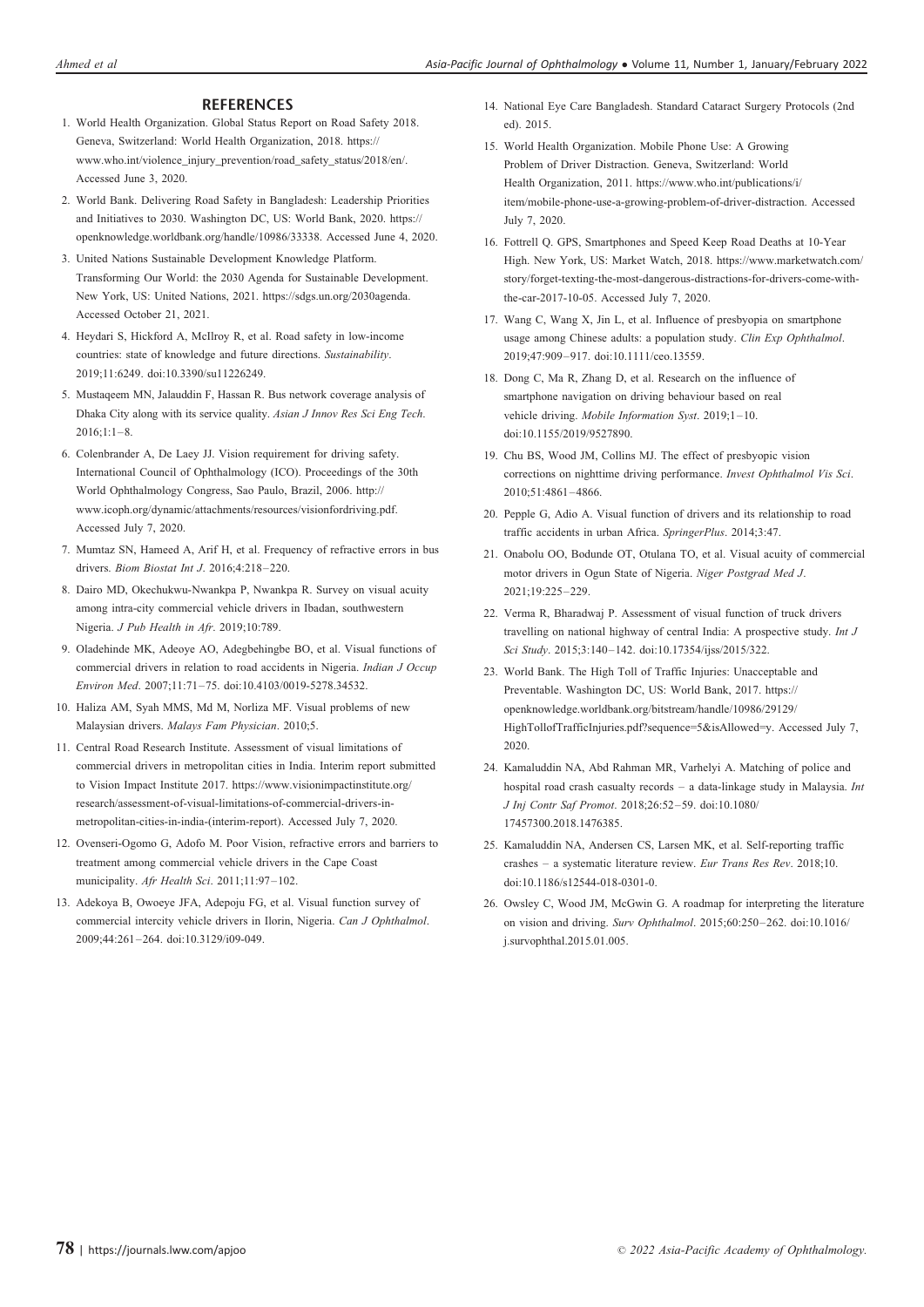## REFERENCES

1. World Health Organization. Global Status Report on Road Safety 2018. Geneva, Switzerland: World Health Organization, 2018. https://www.who.int/violence_injury_prevention/road_safety_status/2018/en/. Accessed June 3, 2020.
2. World Bank. Delivering Road Safety in Bangladesh: Leadership Priorities and Initiatives to 2030. Washington DC, US: World Bank, 2020. https://openknowledge.worldbank.org/handle/10986/33338. Accessed June 4, 2020.
3. United Nations Sustainable Development Knowledge Platform. Transforming Our World: the 2030 Agenda for Sustainable Development. New York, US: United Nations, 2021. https://sdgs.un.org/2030agenda. Accessed October 21, 2021.
4. Heydari S, Hickford A, McIlroy R, et al. Road safety in low-income countries: state of knowledge and future directions. *Sustainability*. 2019;11:6249. doi:10.3390/su11226249.
5. Mustaqeem MN, Jalauddin F, Hassan R. Bus network coverage analysis of Dhaka City along with its service quality. *Asian J Innov Res Sci Eng Tech*. 2016;1:1–8.
6. Colenbrander A, De Laey JJ. Vision requirement for driving safety. International Council of Ophthalmology (ICO). Proceedings of the 30th World Ophthalmology Congress, Sao Paulo, Brazil, 2006. http://www.icoph.org/dynamic/attachments/resources/visionfordriving.pdf. Accessed July 7, 2020.
7. Mumtaz SN, Hameed A, Arif H, et al. Frequency of refractive errors in bus drivers. *Biom Biostat Int J*. 2016;4:218–220.
8. Dairo MD, Okechukwu-Nwankpa P, Nwankpa R. Survey on visual acuity among intra-city commercial vehicle drivers in Ibadan, southwestern Nigeria. *J Pub Health in Afr*. 2019;10:789.
9. Oladehinde MK, Adeoye AO, Adegbehingbe BO, et al. Visual functions of commercial drivers in relation to road accidents in Nigeria. *Indian J Occup Environ Med*. 2007;11:71–75. doi:10.4103/0019-5278.34532.
10. Haliza AM, Syah MMS, Md M, Norliza MF. Visual problems of new Malaysian drivers. *Malays Fam Physician*. 2010;5.
11. Central Road Research Institute. Assessment of visual limitations of commercial drivers in metropolitan cities in India. Interim report submitted to Vision Impact Institute 2017. https://www.visionimpactinstitute.org/research/assessment-of-visual-limitations-of-commercial-drivers-in-metropolitan-cities-in-india-(interim-report). Accessed July 7, 2020.
12. Ovenseri-Ogomo G, Adofo M. Poor Vision, refractive errors and barriers to treatment among commercial vehicle drivers in the Cape Coast municipality. *Afr Health Sci*. 2011;11:97–102.
13. Adekoya B, Owoeye JFA, Adepoju FG, et al. Visual function survey of commercial intercity vehicle drivers in Ilorin, Nigeria. *Can J Ophthalmol*. 2009;44:261–264. doi:10.3129/i09-049.
14. National Eye Care Bangladesh. Standard Cataract Surgery Protocols (2nd ed). 2015.
15. World Health Organization. Mobile Phone Use: A Growing Problem of Driver Distraction. Geneva, Switzerland: World Health Organization, 2011. https://www.who.int/publications/i/item/mobile-phone-use-a-growing-problem-of-driver-distraction. Accessed July 7, 2020.
16. Fottrell Q. GPS, Smartphones and Speed Keep Road Deaths at 10-Year High. New York, US: Market Watch, 2018. https://www.marketwatch.com/story/forget-texting-the-most-dangerous-distractions-for-drivers-come-with-the-car-2017-10-05. Accessed July 7, 2020.
17. Wang C, Wang X, Jin L, et al. Influence of presbyopia on smartphone usage among Chinese adults: a population study. *Clin Exp Ophthalmol*. 2019;47:909–917. doi:10.1111/ceo.13559.
18. Dong C, Ma R, Zhang D, et al. Research on the influence of smartphone navigation on driving behaviour based on real vehicle driving. *Mobile Information Syst*. 2019;1–10. doi:10.1155/2019/9527890.
19. Chu BS, Wood JM, Collins MJ. The effect of presbyopic vision corrections on nighttime driving performance. *Invest Ophthalmol Vis Sci*. 2010;51:4861–4866.
20. Pepple G, Adio A. Visual function of drivers and its relationship to road traffic accidents in urban Africa. *SpringerPlus*. 2014;3:47.
21. Onabolu OO, Bodunde OT, Otulana TO, et al. Visual acuity of commercial motor drivers in Ogun State of Nigeria. *Niger Postgrad Med J*. 2021;19:225–229.
22. Verma R, Bharadwaj P. Assessment of visual function of truck drivers travelling on national highway of central India: A prospective study. *Int J Sci Study*. 2015;3:140–142. doi:10.17354/ijss/2015/322.
23. World Bank. The High Toll of Traffic Injuries: Unacceptable and Preventable. Washington DC, US: World Bank, 2017. https://openknowledge.worldbank.org/bitstream/handle/10986/29129/HighTollofTrafficInjuries.pdf?sequence=5&isAllowed=y. Accessed July 7, 2020.
24. Kamaluddin NA, Abd Rahman MR, Varhelyi A. Matching of police and hospital road crash casualty records – a data-linkage study in Malaysia. *Int J Inj Contr Saf Promot*. 2018;26:52–59. doi:10.1080/17457300.2018.1476385.
25. Kamaluddin NA, Andersen CS, Larsen MK, et al. Self-reporting traffic crashes – a systematic literature review. *Eur Trans Res Rev*. 2018;10. doi:10.1186/s12544-018-0301-0.
26. Owsley C, Wood JM, McGwin G. A roadmap for interpreting the literature on vision and driving. *Surv Ophthalmol*. 2015;60:250–262. doi:10.1016/j.survophthal.2015.01.005.